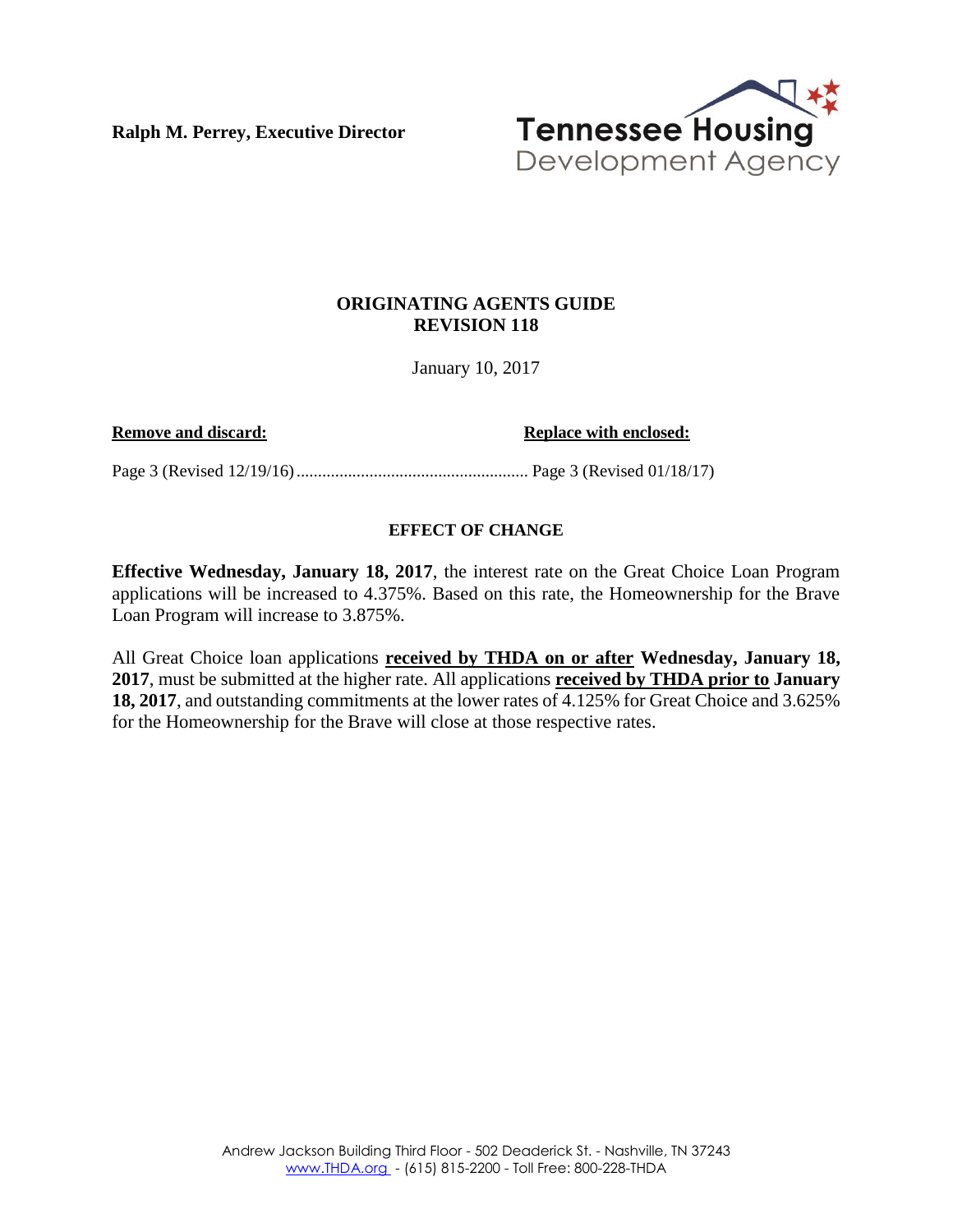**Ralph M. Perrey, Executive Director**

Tennessee Housing Development Agency

## ORIGINATING AGENTS GUIDE
## REVISION 118

January 10, 2017

| **Remove and discard:** | **Replace with enclosed:** |
| --- | --- |
| Page 3 (Revised 12/19/16) | Page 3 (Revised 01/18/17) |

### EFFECT OF CHANGE

**Effective Wednesday, January 18, 2017**, the interest rate on the Great Choice Loan Program applications will be increased to 4.375%. Based on this rate, the Homeownership for the Brave Loan Program will increase to 3.875%.

All Great Choice loan applications **received by THDA on or after** **Wednesday, January 18, 2017**, must be submitted at the higher rate. All applications **received by THDA prior to** **January 18, 2017**, and outstanding commitments at the lower rates of 4.125% for Great Choice and 3.625% for the Homeownership for the Brave will close at those respective rates.

Andrew Jackson Building Third Floor - 502 Deaderick St. - Nashville, TN 37243
www.THDA.org - (615) 815-2200 - Toll Free: 800-228-THDA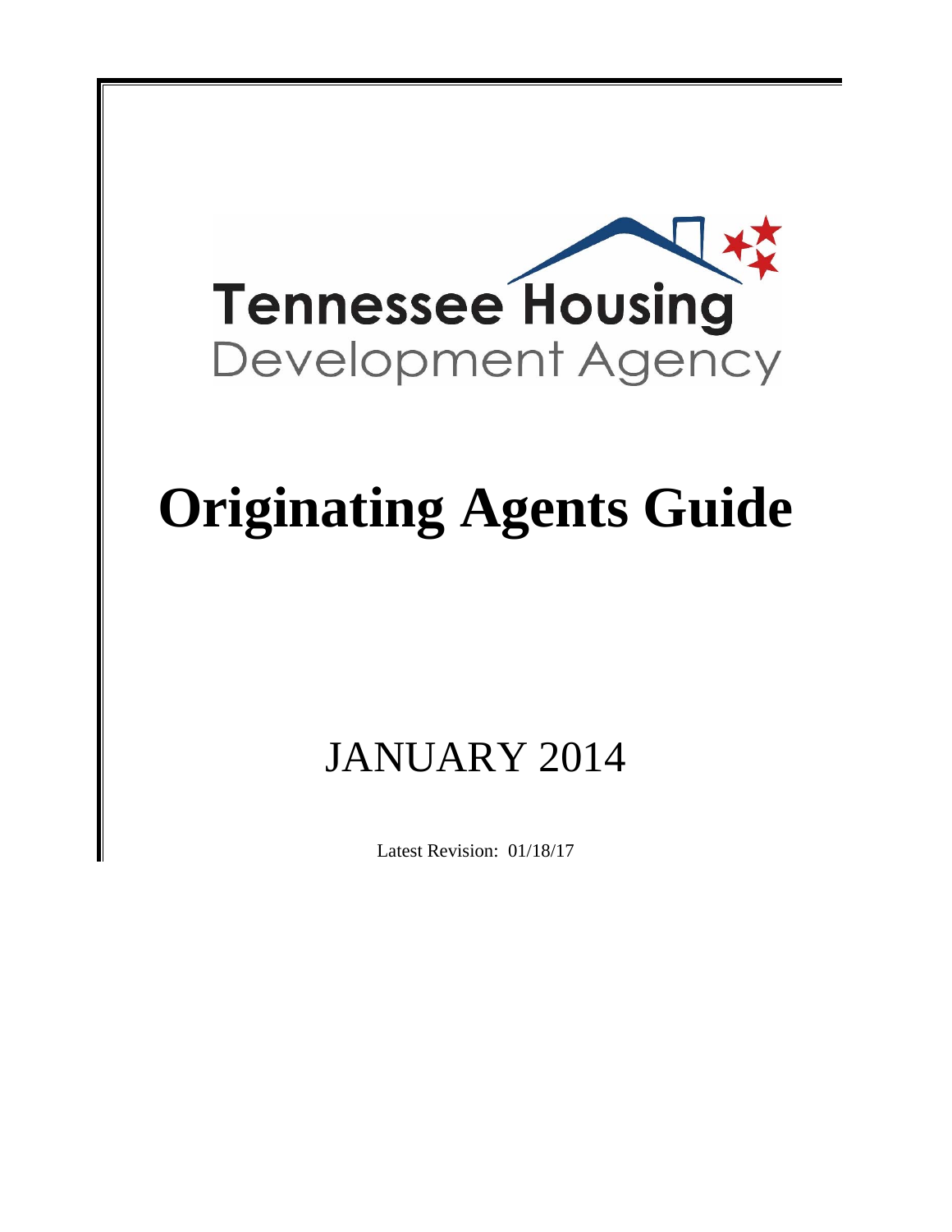Tennessee Housing
Development Agency

# Originating Agents Guide

## JANUARY 2014

Latest Revision: 01/18/17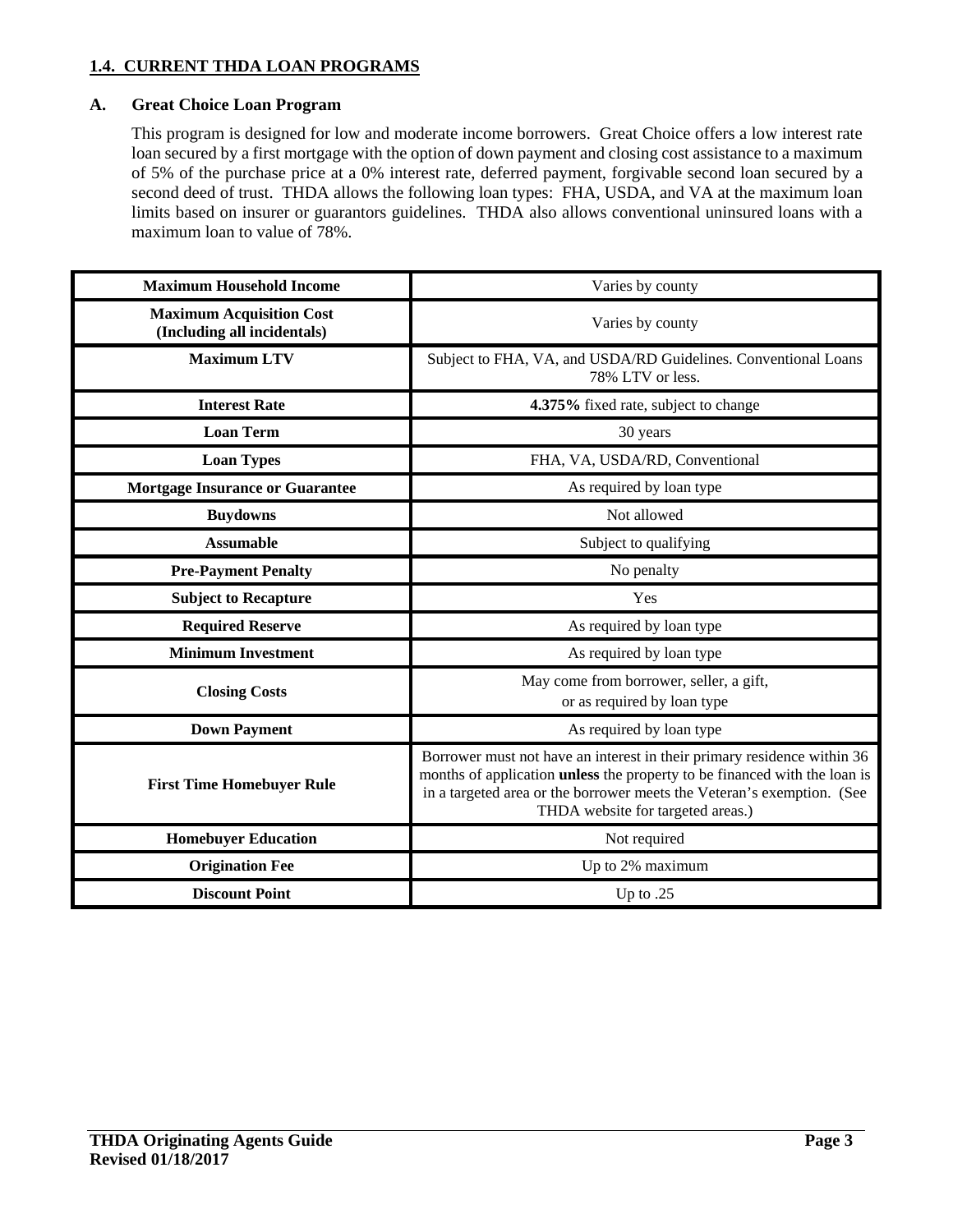## 1.4. CURRENT THDA LOAN PROGRAMS

### A. Great Choice Loan Program

This program is designed for low and moderate income borrowers. Great Choice offers a low interest rate loan secured by a first mortgage with the option of down payment and closing cost assistance to a maximum of 5% of the purchase price at a 0% interest rate, deferred payment, forgivable second loan secured by a second deed of trust. THDA allows the following loan types: FHA, USDA, and VA at the maximum loan limits based on insurer or guarantors guidelines. THDA also allows conventional uninsured loans with a maximum loan to value of 78%.

| | |
|---|---|
| **Maximum Household Income** | Varies by county |
| **Maximum Acquisition Cost (Including all incidentals)** | Varies by county |
| **Maximum LTV** | Subject to FHA, VA, and USDA/RD Guidelines. Conventional Loans 78% LTV or less. |
| **Interest Rate** | **4.375%** fixed rate, subject to change |
| **Loan Term** | 30 years |
| **Loan Types** | FHA, VA, USDA/RD, Conventional |
| **Mortgage Insurance or Guarantee** | As required by loan type |
| **Buydowns** | Not allowed |
| **Assumable** | Subject to qualifying |
| **Pre-Payment Penalty** | No penalty |
| **Subject to Recapture** | Yes |
| **Required Reserve** | As required by loan type |
| **Minimum Investment** | As required by loan type |
| **Closing Costs** | May come from borrower, seller, a gift, or as required by loan type |
| **Down Payment** | As required by loan type |
| **First Time Homebuyer Rule** | Borrower must not have an interest in their primary residence within 36 months of application **unless** the property to be financed with the loan is in a targeted area or the borrower meets the Veteran's exemption. (See THDA website for targeted areas.) |
| **Homebuyer Education** | Not required |
| **Origination Fee** | Up to 2% maximum |
| **Discount Point** | Up to .25 |